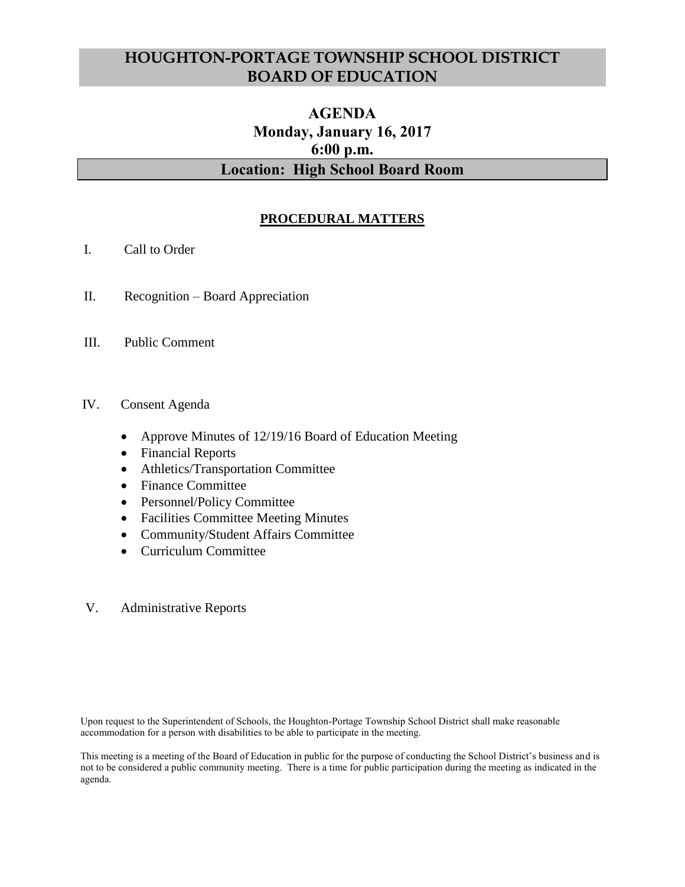# HOUGHTON-PORTAGE TOWNSHIP SCHOOL DISTRICT BOARD OF EDUCATION

## AGENDA
## Monday, January 16, 2017
## 6:00 p.m.
## Location: High School Board Room

### PROCEDURAL MATTERS

I. Call to Order

II. Recognition – Board Appreciation

III. Public Comment

IV. Consent Agenda

- Approve Minutes of 12/19/16 Board of Education Meeting
- Financial Reports
- Athletics/Transportation Committee
- Finance Committee
- Personnel/Policy Committee
- Facilities Committee Meeting Minutes
- Community/Student Affairs Committee
- Curriculum Committee

V. Administrative Reports

Upon request to the Superintendent of Schools, the Houghton-Portage Township School District shall make reasonable accommodation for a person with disabilities to be able to participate in the meeting.

This meeting is a meeting of the Board of Education in public for the purpose of conducting the School District's business and is not to be considered a public community meeting. There is a time for public participation during the meeting as indicated in the agenda.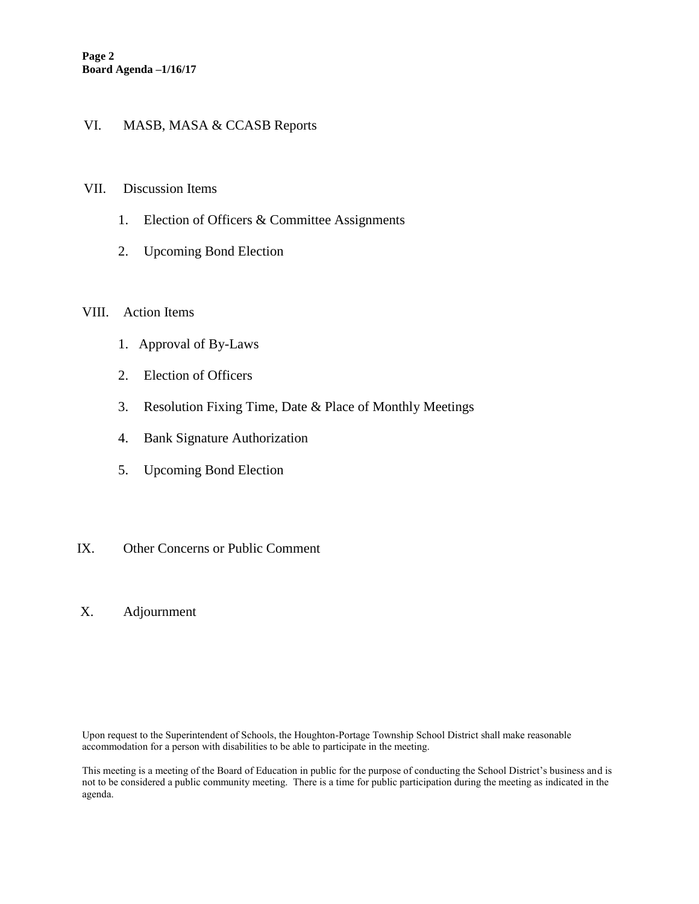VI. MASB, MASA & CCASB Reports

VII. Discussion Items

1. Election of Officers & Committee Assignments
2. Upcoming Bond Election

VIII. Action Items

1. Approval of By-Laws
2. Election of Officers
3. Resolution Fixing Time, Date & Place of Monthly Meetings
4. Bank Signature Authorization
5. Upcoming Bond Election

IX. Other Concerns or Public Comment

X. Adjournment

Upon request to the Superintendent of Schools, the Houghton-Portage Township School District shall make reasonable accommodation for a person with disabilities to be able to participate in the meeting.

This meeting is a meeting of the Board of Education in public for the purpose of conducting the School District's business and is not to be considered a public community meeting. There is a time for public participation during the meeting as indicated in the agenda.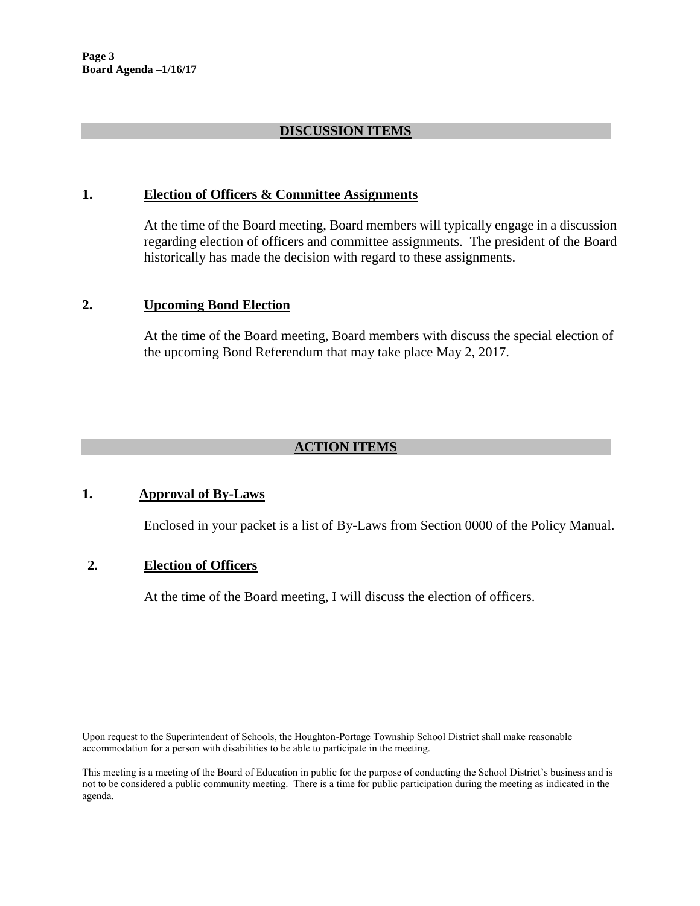## DISCUSSION ITEMS

### 1. Election of Officers & Committee Assignments

At the time of the Board meeting, Board members will typically engage in a discussion regarding election of officers and committee assignments. The president of the Board historically has made the decision with regard to these assignments.

### 2. Upcoming Bond Election

At the time of the Board meeting, Board members with discuss the special election of the upcoming Bond Referendum that may take place May 2, 2017.

## ACTION ITEMS

### 1. Approval of By-Laws

Enclosed in your packet is a list of By-Laws from Section 0000 of the Policy Manual.

### 2. Election of Officers

At the time of the Board meeting, I will discuss the election of officers.

Upon request to the Superintendent of Schools, the Houghton-Portage Township School District shall make reasonable accommodation for a person with disabilities to be able to participate in the meeting.

This meeting is a meeting of the Board of Education in public for the purpose of conducting the School District's business and is not to be considered a public community meeting. There is a time for public participation during the meeting as indicated in the agenda.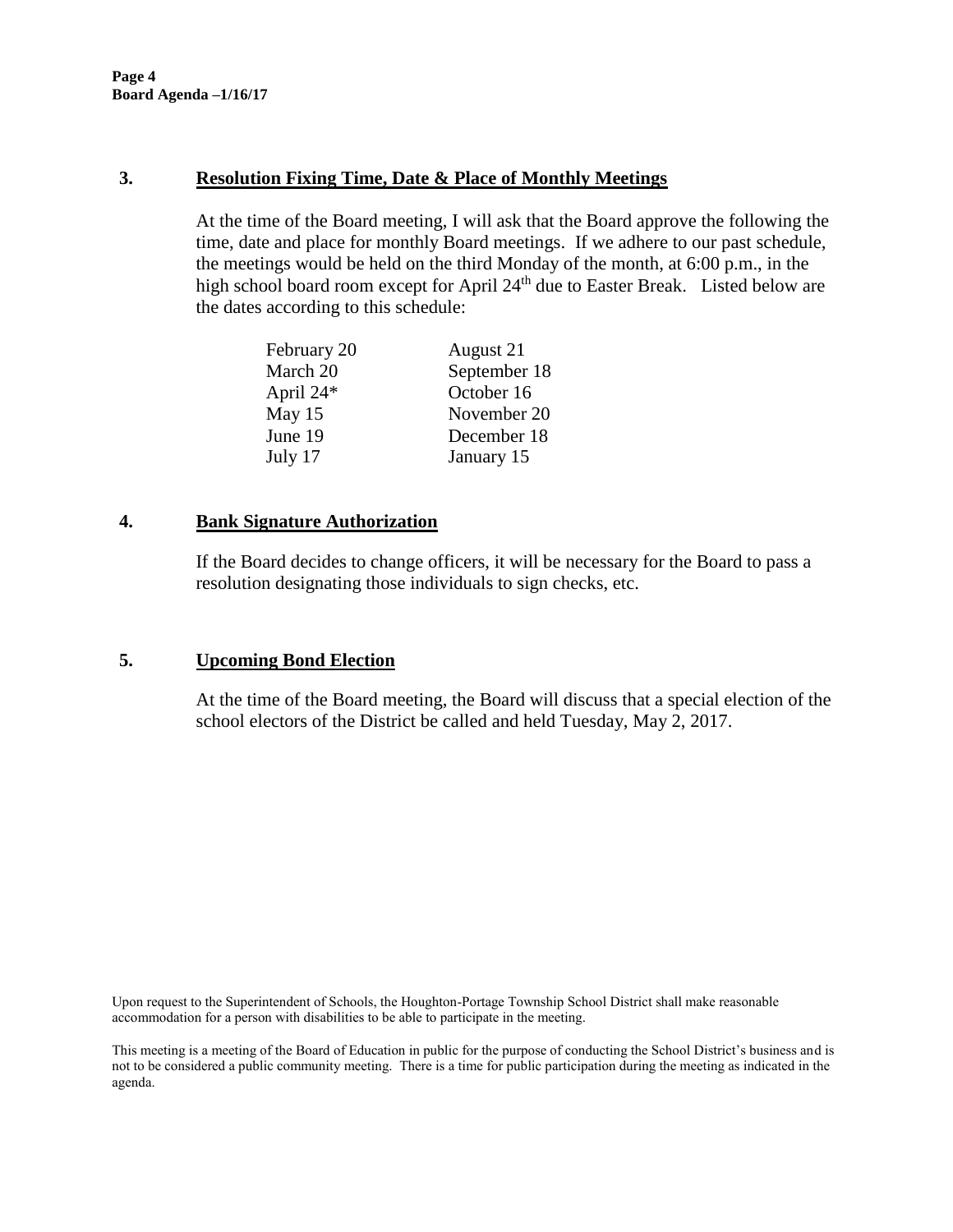## 3. Resolution Fixing Time, Date & Place of Monthly Meetings

At the time of the Board meeting, I will ask that the Board approve the following the time, date and place for monthly Board meetings. If we adhere to our past schedule, the meetings would be held on the third Monday of the month, at 6:00 p.m., in the high school board room except for April 24th due to Easter Break. Listed below are the dates according to this schedule:

| | |
|---|---|
| February 20 | August 21 |
| March 20 | September 18 |
| April 24* | October 16 |
| May 15 | November 20 |
| June 19 | December 18 |
| July 17 | January 15 |

## 4. Bank Signature Authorization

If the Board decides to change officers, it will be necessary for the Board to pass a resolution designating those individuals to sign checks, etc.

## 5. Upcoming Bond Election

At the time of the Board meeting, the Board will discuss that a special election of the school electors of the District be called and held Tuesday, May 2, 2017.

Upon request to the Superintendent of Schools, the Houghton-Portage Township School District shall make reasonable accommodation for a person with disabilities to be able to participate in the meeting.

This meeting is a meeting of the Board of Education in public for the purpose of conducting the School District's business and is not to be considered a public community meeting. There is a time for public participation during the meeting as indicated in the agenda.